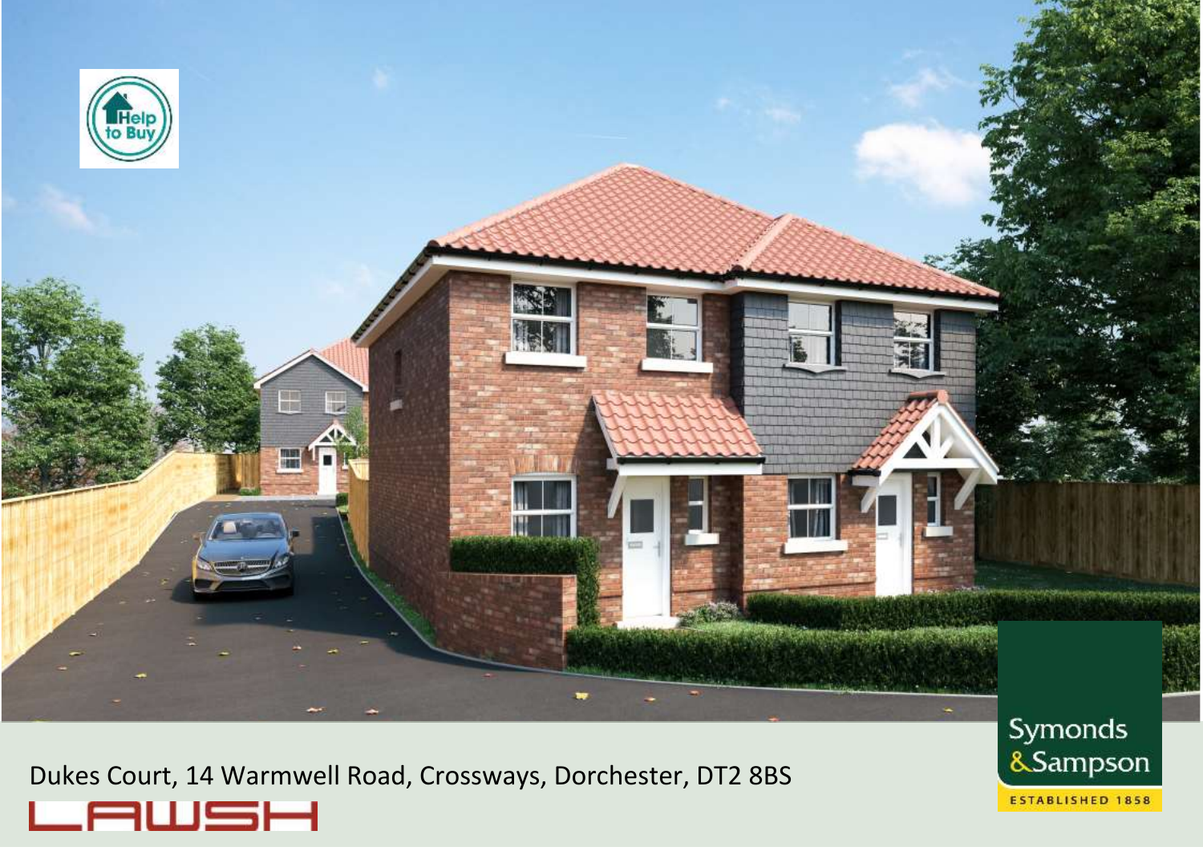Dukes Court, 14 Warmwell Road, Crossways, Dorchester, DT2 8BS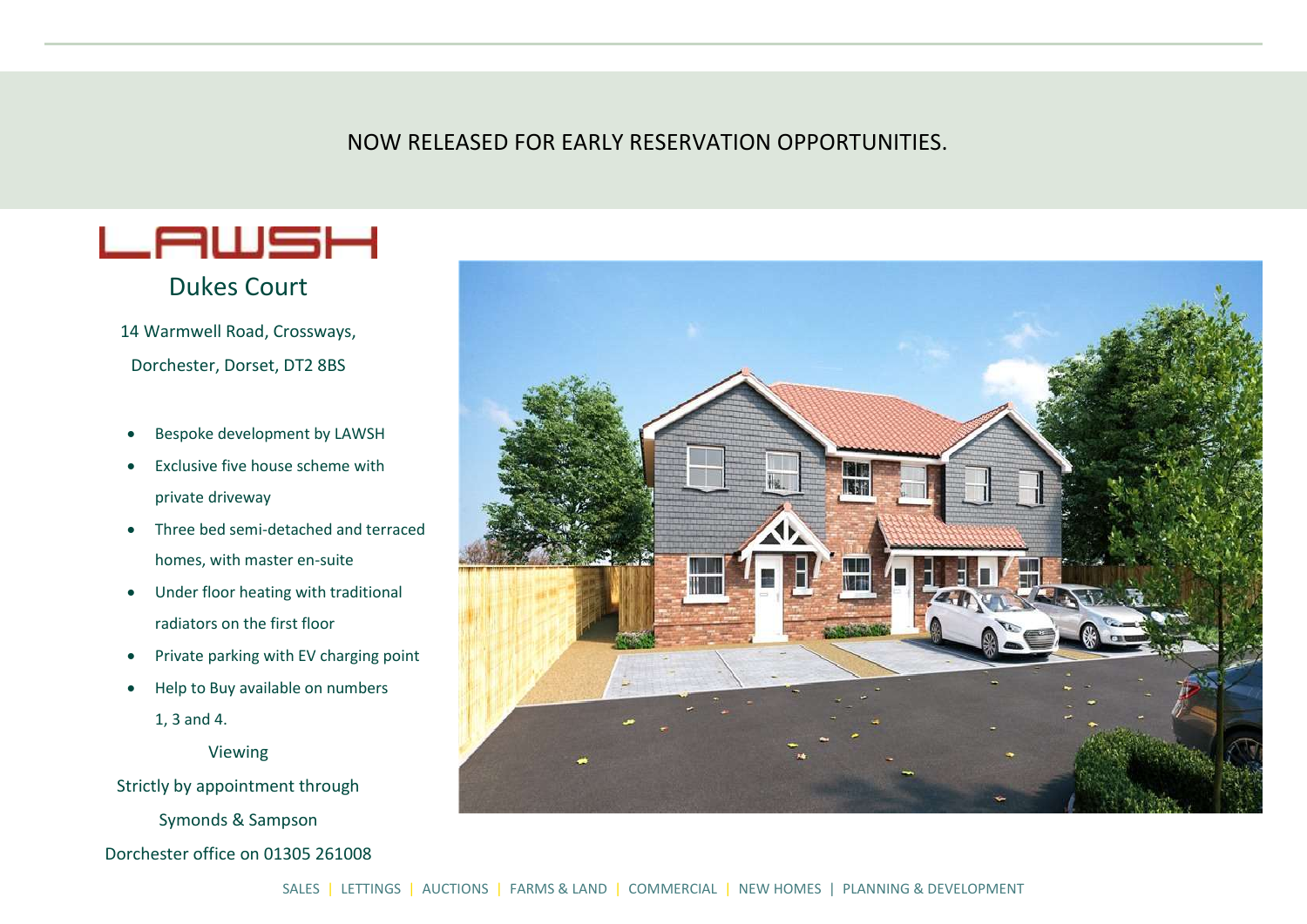NOW RELEASED FOR EARLY RESERVATION OPPORTUNITIES.

LAWSH

## Dukes Court

14 Warmwell Road, Crossways,

Dorchester, Dorset, DT2 8BS

- Bespoke development by LAWSH
- Exclusive five house scheme with private driveway
- Three bed semi-detached and terraced homes, with master en-suite
- Under floor heating with traditional radiators on the first floor
- Private parking with EV charging point
- Help to Buy available on numbers 1, 3 and 4.

Viewing

Strictly by appointment through

Symonds & Sampson

Dorchester office on 01305 261008

SALES | LETTINGS | AUCTIONS | FARMS & LAND | COMMERCIAL | NEW HOMES | PLANNING & DEVELOPMENT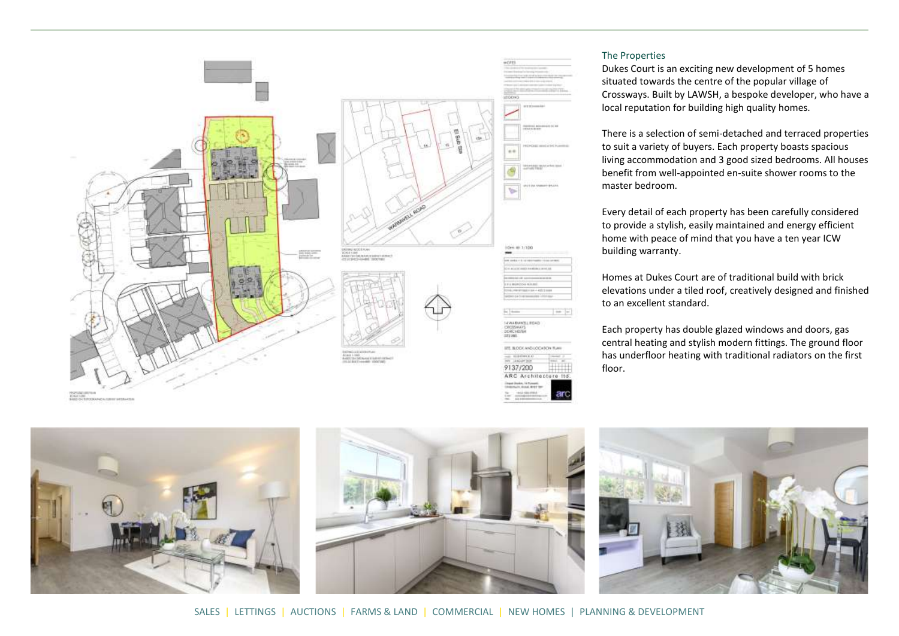## The Properties

Dukes Court is an exciting new development of 5 homes situated towards the centre of the popular village of Crossways. Built by LAWSH, a bespoke developer, who have a local reputation for building high quality homes.

There is a selection of semi-detached and terraced properties to suit a variety of buyers. Each property boasts spacious living accommodation and 3 good sized bedrooms. All houses benefit from well-appointed en-suite shower rooms to the master bedroom.

Every detail of each property has been carefully considered to provide a stylish, easily maintained and energy efficient home with peace of mind that you have a ten year ICW building warranty.

Homes at Dukes Court are of traditional build with brick elevations under a tiled roof, creatively designed and finished to an excellent standard.

Each property has double glazed windows and doors, gas central heating and stylish modern fittings. The ground floor has underfloor heating with traditional radiators on the first floor.

SALES | LETTINGS | AUCTIONS | FARMS & LAND | COMMERCIAL | NEW HOMES | PLANNING & DEVELOPMENT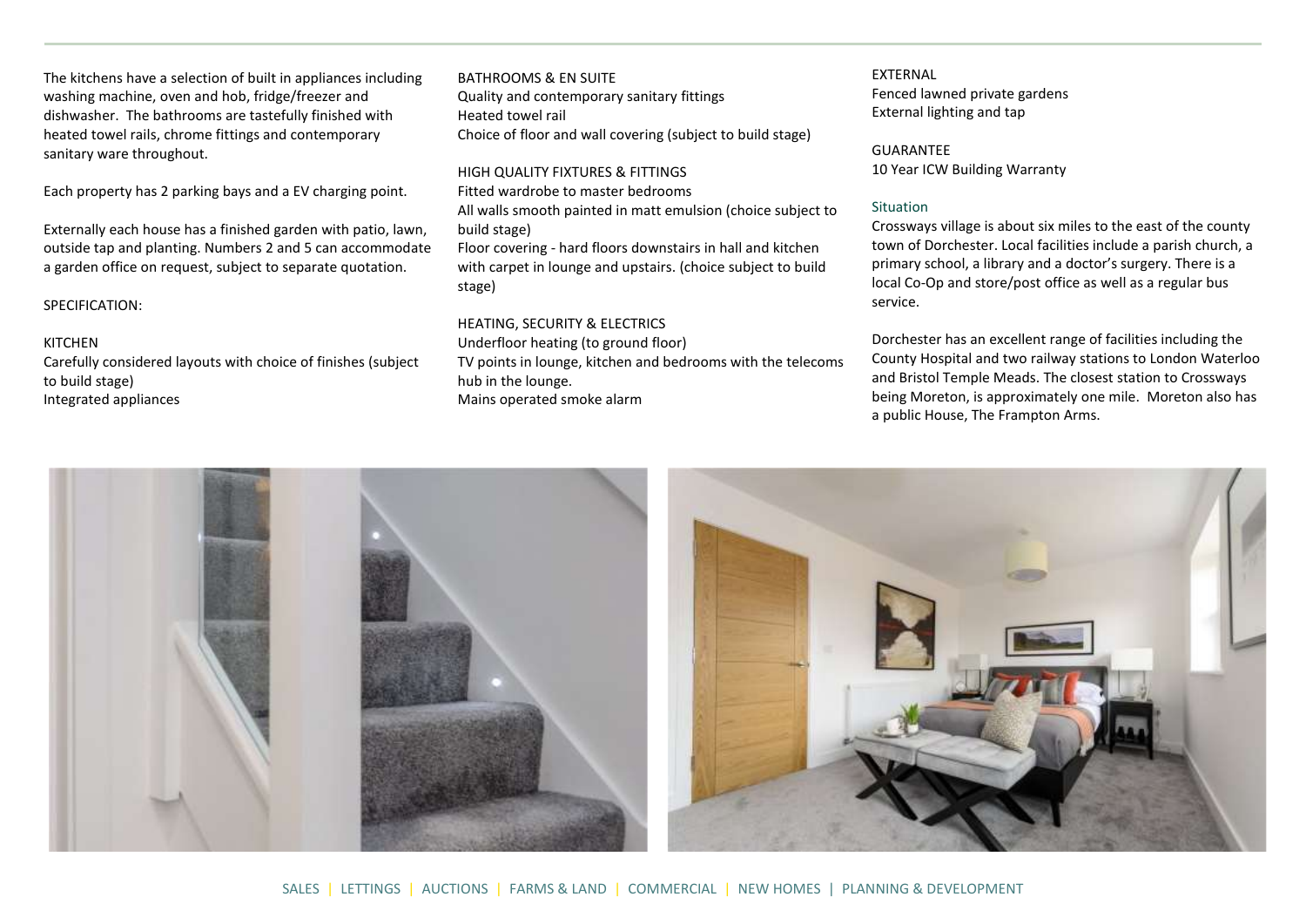The kitchens have a selection of built in appliances including washing machine, oven and hob, fridge/freezer and dishwasher. The bathrooms are tastefully finished with heated towel rails, chrome fittings and contemporary sanitary ware throughout.

Each property has 2 parking bays and a EV charging point.

Externally each house has a finished garden with patio, lawn, outside tap and planting. Numbers 2 and 5 can accommodate a garden office on request, subject to separate quotation.

SPECIFICATION:

KITCHEN
Carefully considered layouts with choice of finishes (subject to build stage)
Integrated appliances

BATHROOMS & EN SUITE
Quality and contemporary sanitary fittings
Heated towel rail
Choice of floor and wall covering (subject to build stage)

HIGH QUALITY FIXTURES & FITTINGS
Fitted wardrobe to master bedrooms
All walls smooth painted in matt emulsion (choice subject to build stage)
Floor covering - hard floors downstairs in hall and kitchen with carpet in lounge and upstairs. (choice subject to build stage)

HEATING, SECURITY & ELECTRICS
Underfloor heating (to ground floor)
TV points in lounge, kitchen and bedrooms with the telecoms hub in the lounge.
Mains operated smoke alarm

EXTERNAL
Fenced lawned private gardens
External lighting and tap

GUARANTEE
10 Year ICW Building Warranty

## Situation

Crossways village is about six miles to the east of the county town of Dorchester. Local facilities include a parish church, a primary school, a library and a doctor's surgery. There is a local Co-Op and store/post office as well as a regular bus service.

Dorchester has an excellent range of facilities including the County Hospital and two railway stations to London Waterloo and Bristol Temple Meads. The closest station to Crossways being Moreton, is approximately one mile. Moreton also has a public House, The Frampton Arms.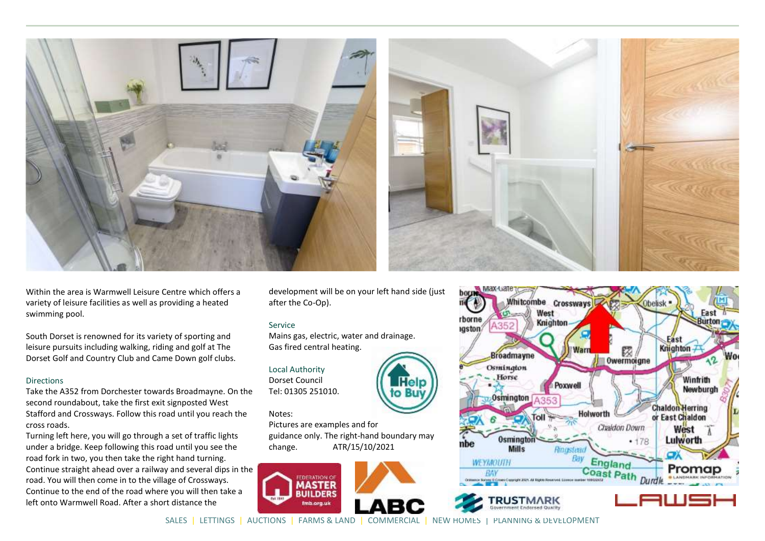Within the area is Warmwell Leisure Centre which offers a variety of leisure facilities as well as providing a heated swimming pool.

South Dorset is renowned for its variety of sporting and leisure pursuits including walking, riding and golf at The Dorset Golf and Country Club and Came Down golf clubs.

### Directions

Take the A352 from Dorchester towards Broadmayne. On the second roundabout, take the first exit signposted West Stafford and Crossways. Follow this road until you reach the cross roads.

Turning left here, you will go through a set of traffic lights under a bridge. Keep following this road until you see the road fork in two, you then take the right hand turning. Continue straight ahead over a railway and several dips in the road. You will then come in to the village of Crossways. Continue to the end of the road where you will then take a left onto Warmwell Road. After a short distance the development will be on your left hand side (just after the Co-Op).

### Service

Mains gas, electric, water and drainage.
Gas fired central heating.

### Local Authority

Dorset Council
Tel: 01305 251010.

Notes:
Pictures are examples and for guidance only. The right-hand boundary may change. ATR/15/10/2021

SALES | LETTINGS | AUCTIONS | FARMS & LAND | COMMERCIAL | NEW HOMES | PLANNING & DEVELOPMENT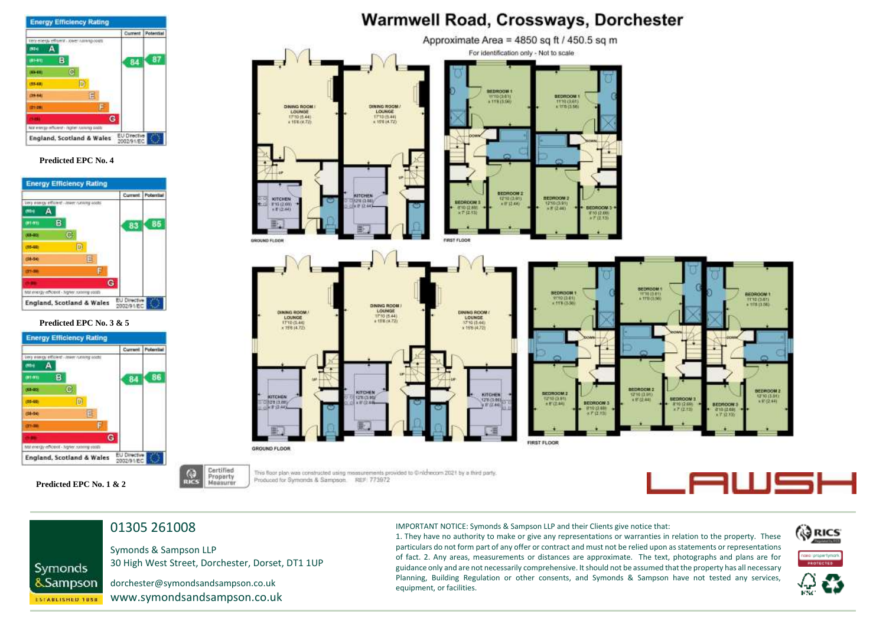# Warmwell Road, Crossways, Dorchester

Approximate Area = 4850 sq ft / 450.5 sq m

For identification only - Not to scale

**Energy Efficiency Rating**

Current: 84 Potential: 87

England, Scotland & Wales — EU Directive 2002/91/EC

**Predicted EPC No. 4**

**Energy Efficiency Rating**

Current: 83 Potential: 85

England, Scotland & Wales — EU Directive 2002/91/EC

**Predicted EPC No. 3 & 5**

**Energy Efficiency Rating**

Current: 84 Potential: 86

England, Scotland & Wales — EU Directive 2002/91/EC

**Predicted EPC No. 1 & 2**

GROUND FLOOR

DINING ROOM / LOUNGE 17'10 (5.44) x 15'6 (4.72)

KITCHEN 8'10 (2.69) x 8' (2.44)

KITCHEN 12'8 (3.86) x 8' (2.44)

FIRST FLOOR

BEDROOM 1 11'10 (3.61) x 11'8 (3.56)

BEDROOM 2 12'10 (3.91) x 8' (2.44)

BEDROOM 3 8'10 (2.69) x 7' (2.13)

Certified Property Measurer — RICS

This floor plan was constructed using measurements provided to ©nichecom 2021 by a third party.
Produced for Symonds & Sampson. REF: 773972

LAWSH

01305 261008

Symonds & Sampson LLP
30 High West Street, Dorchester, Dorset, DT1 1UP

dorchester@symondsandsampson.co.uk
www.symondsandsampson.co.uk

Symonds & Sampson — ESTABLISHED 1858

IMPORTANT NOTICE: Symonds & Sampson LLP and their Clients give notice that:
1. They have no authority to make or give any representations or warranties in relation to the property. These particulars do not form part of any offer or contract and must not be relied upon as statements or representations of fact. 2. Any areas, measurements or distances are approximate. The text, photographs and plans are for guidance only and are not necessarily comprehensive. It should not be assumed that the property has all necessary Planning, Building Regulation or other consents, and Symonds & Sampson have not tested any services, equipment, or facilities.